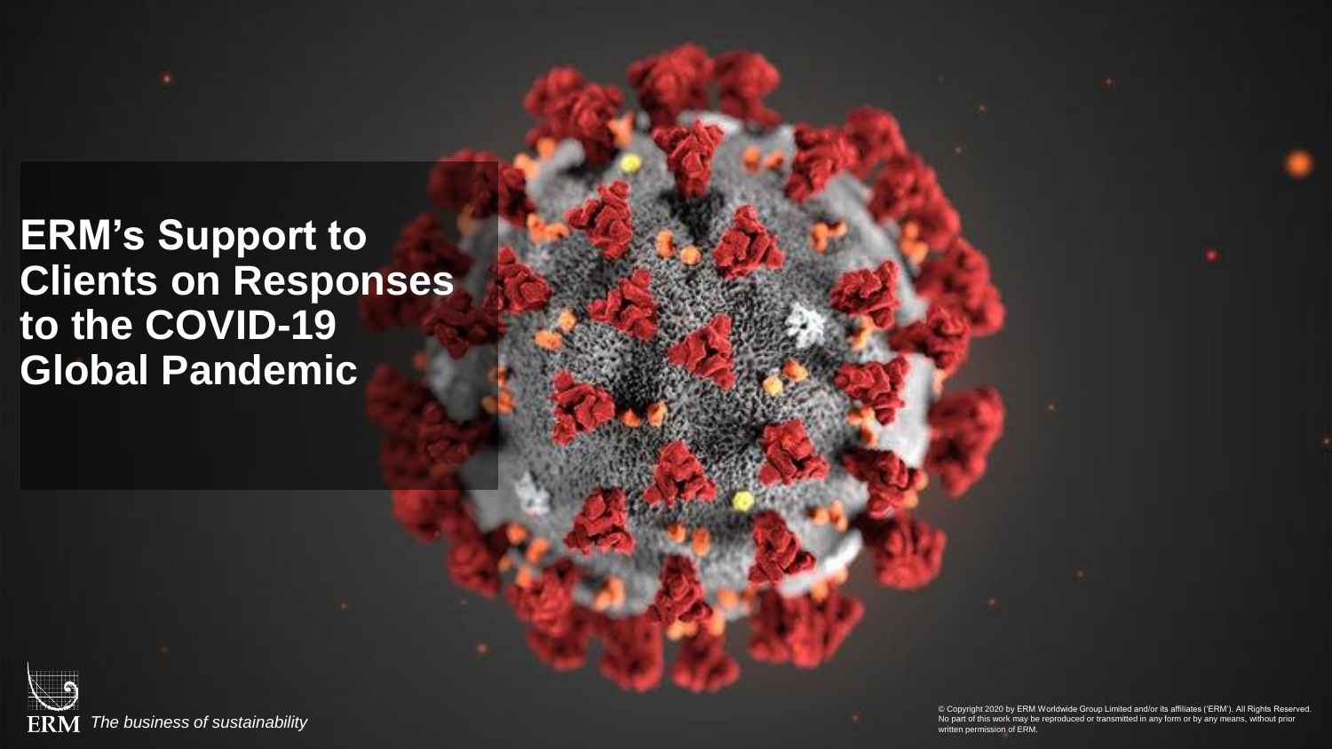# ERM's Support to Clients on Responses to the COVID-19 Global Pandemic

ERM *The business of sustainability*

© Copyright 2020 by ERM Worldwide Group Limited and/or its affiliates ('ERM'). All Rights Reserved. No part of this work may be reproduced or transmitted in any form or by any means, without prior written permission of ERM.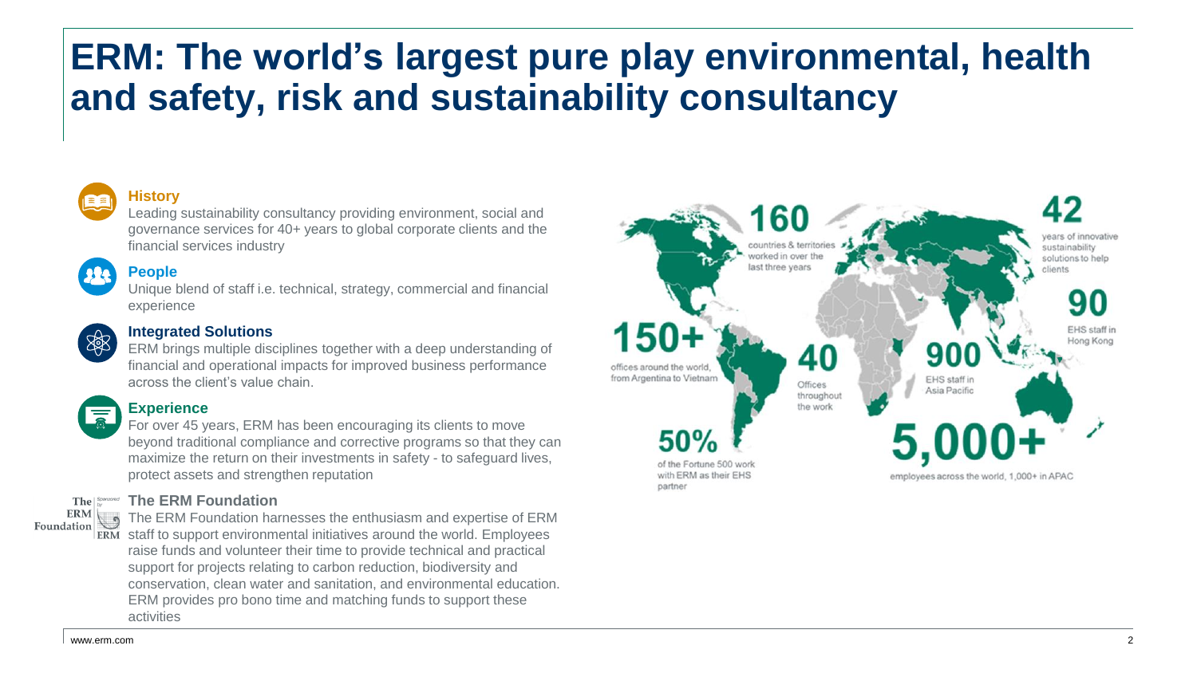# ERM: The world's largest pure play environmental, health and safety, risk and sustainability consultancy

### History

Leading sustainability consultancy providing environment, social and governance services for 40+ years to global corporate clients and the financial services industry

### People

Unique blend of staff i.e. technical, strategy, commercial and financial experience

### Integrated Solutions

ERM brings multiple disciplines together with a deep understanding of financial and operational impacts for improved business performance across the client's value chain.

### Experience

For over 45 years, ERM has been encouraging its clients to move beyond traditional compliance and corrective programs so that they can maximize the return on their investments in safety - to safeguard lives, protect assets and strengthen reputation

### The ERM Foundation

The ERM Foundation harnesses the enthusiasm and expertise of ERM staff to support environmental initiatives around the world. Employees raise funds and volunteer their time to provide technical and practical support for projects relating to carbon reduction, biodiversity and conservation, clean water and sanitation, and environmental education. ERM provides pro bono time and matching funds to support these activities

**160** countries & territories worked in over the last three years

**42** years of innovative sustainability solutions to help clients

**90** EHS staff in Hong Kong

**150+** offices around the world, from Argentina to Vietnam

**40** Offices throughout the work

**900** EHS staff in Asia Pacific

**50%** of the Fortune 500 work with ERM as their EHS partner

**5,000+** employees across the world, 1,000+ in APAC

www.erm.com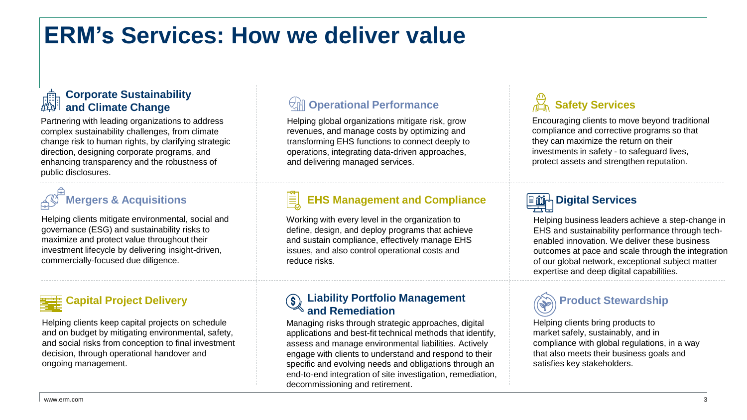# ERM's Services: How we deliver value

### Corporate Sustainability and Climate Change

Partnering with leading organizations to address complex sustainability challenges, from climate change risk to human rights, by clarifying strategic direction, designing corporate programs, and enhancing transparency and the robustness of public disclosures.

### Operational Performance

Helping global organizations mitigate risk, grow revenues, and manage costs by optimizing and transforming EHS functions to connect deeply to operations, integrating data-driven approaches, and delivering managed services.

### Safety Services

Encouraging clients to move beyond traditional compliance and corrective programs so that they can maximize the return on their investments in safety - to safeguard lives, protect assets and strengthen reputation.

### Mergers & Acquisitions

Helping clients mitigate environmental, social and governance (ESG) and sustainability risks to maximize and protect value throughout their investment lifecycle by delivering insight-driven, commercially-focused due diligence.

### EHS Management and Compliance

Working with every level in the organization to define, design, and deploy programs that achieve and sustain compliance, effectively manage EHS issues, and also control operational costs and reduce risks.

### Digital Services

Helping business leaders achieve a step-change in EHS and sustainability performance through tech-enabled innovation. We deliver these business outcomes at pace and scale through the integration of our global network, exceptional subject matter expertise and deep digital capabilities.

### Capital Project Delivery

Helping clients keep capital projects on schedule and on budget by mitigating environmental, safety, and social risks from conception to final investment decision, through operational handover and ongoing management.

### Liability Portfolio Management and Remediation

Managing risks through strategic approaches, digital applications and best-fit technical methods that identify, assess and manage environmental liabilities. Actively engage with clients to understand and respond to their specific and evolving needs and obligations through an end-to-end integration of site investigation, remediation, decommissioning and retirement.

### Product Stewardship

Helping clients bring products to market safely, sustainably, and in compliance with global regulations, in a way that also meets their business goals and satisfies key stakeholders.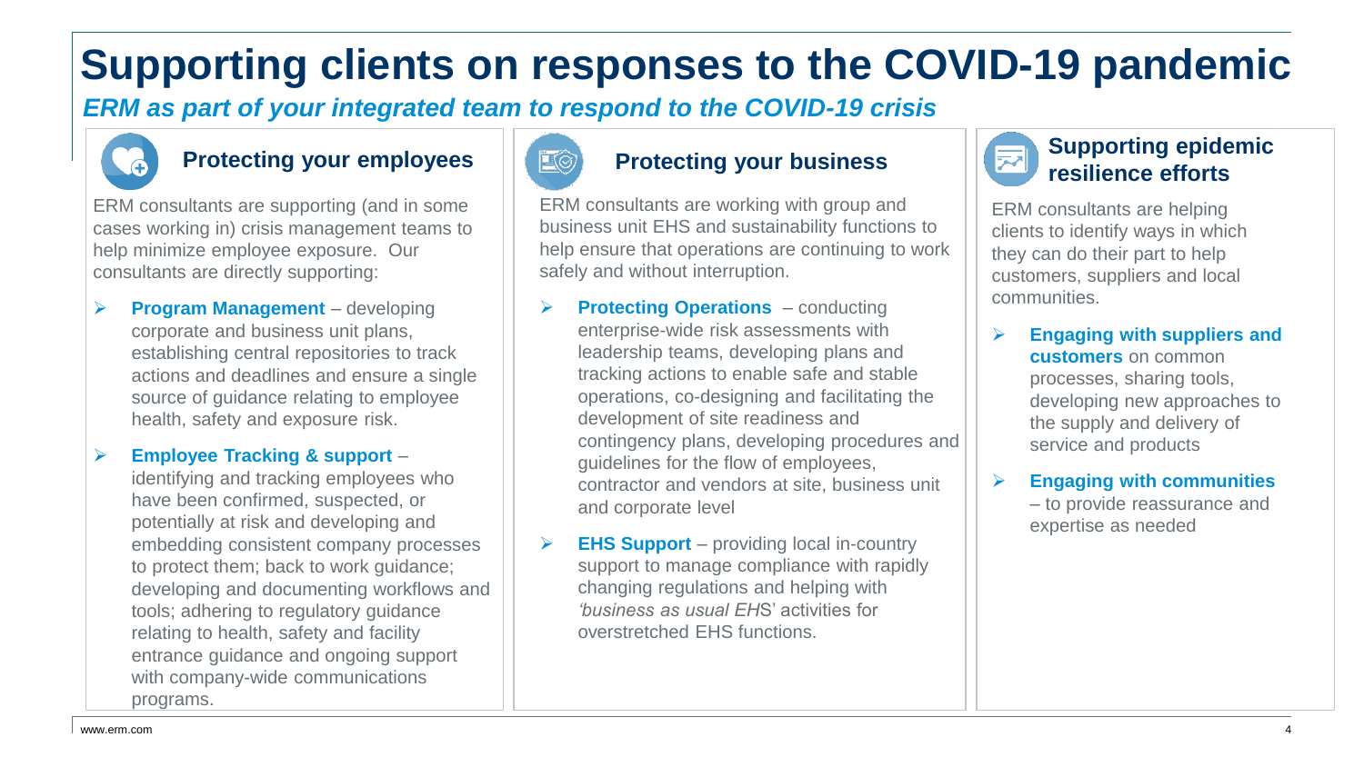# Supporting clients on responses to the COVID-19 pandemic

***ERM as part of your integrated team to respond to the COVID-19 crisis***

## Protecting your employees

ERM consultants are supporting (and in some cases working in) crisis management teams to help minimize employee exposure. Our consultants are directly supporting:

- **Program Management** – developing corporate and business unit plans, establishing central repositories to track actions and deadlines and ensure a single source of guidance relating to employee health, safety and exposure risk.
- **Employee Tracking & support** – identifying and tracking employees who have been confirmed, suspected, or potentially at risk and developing and embedding consistent company processes to protect them; back to work guidance; developing and documenting workflows and tools; adhering to regulatory guidance relating to health, safety and facility entrance guidance and ongoing support with company-wide communications programs.

## Protecting your business

ERM consultants are working with group and business unit EHS and sustainability functions to help ensure that operations are continuing to work safely and without interruption.

- **Protecting Operations** – conducting enterprise-wide risk assessments with leadership teams, developing plans and tracking actions to enable safe and stable operations, co-designing and facilitating the development of site readiness and contingency plans, developing procedures and guidelines for the flow of employees, contractor and vendors at site, business unit and corporate level
- **EHS Support** – providing local in-country support to manage compliance with rapidly changing regulations and helping with *'business as usual EHS'* activities for overstretched EHS functions.

## Supporting epidemic resilience efforts

ERM consultants are helping clients to identify ways in which they can do their part to help customers, suppliers and local communities.

- **Engaging with suppliers and customers** on common processes, sharing tools, developing new approaches to the supply and delivery of service and products
- **Engaging with communities** – to provide reassurance and expertise as needed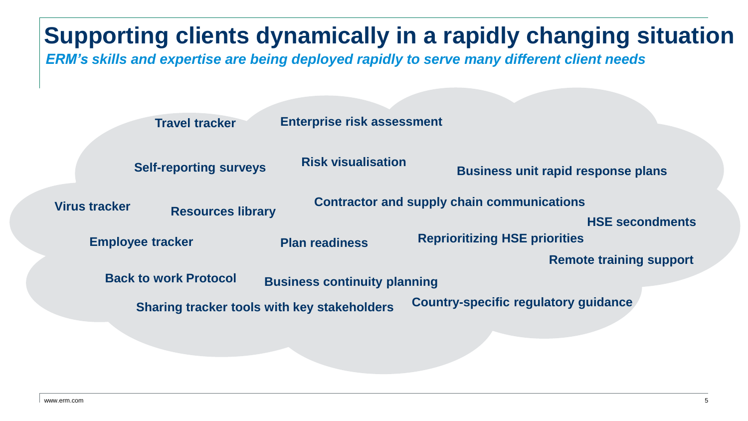# Supporting clients dynamically in a rapidly changing situation

***ERM's skills and expertise are being deployed rapidly to serve many different client needs***

- Travel tracker
- Enterprise risk assessment
- Self-reporting surveys
- Risk visualisation
- Business unit rapid response plans
- Virus tracker
- Resources library
- Contractor and supply chain communications
- HSE secondments
- Employee tracker
- Plan readiness
- Reprioritizing HSE priorities
- Remote training support
- Back to work Protocol
- Business continuity planning
- Sharing tracker tools with key stakeholders
- Country-specific regulatory guidance

www.erm.com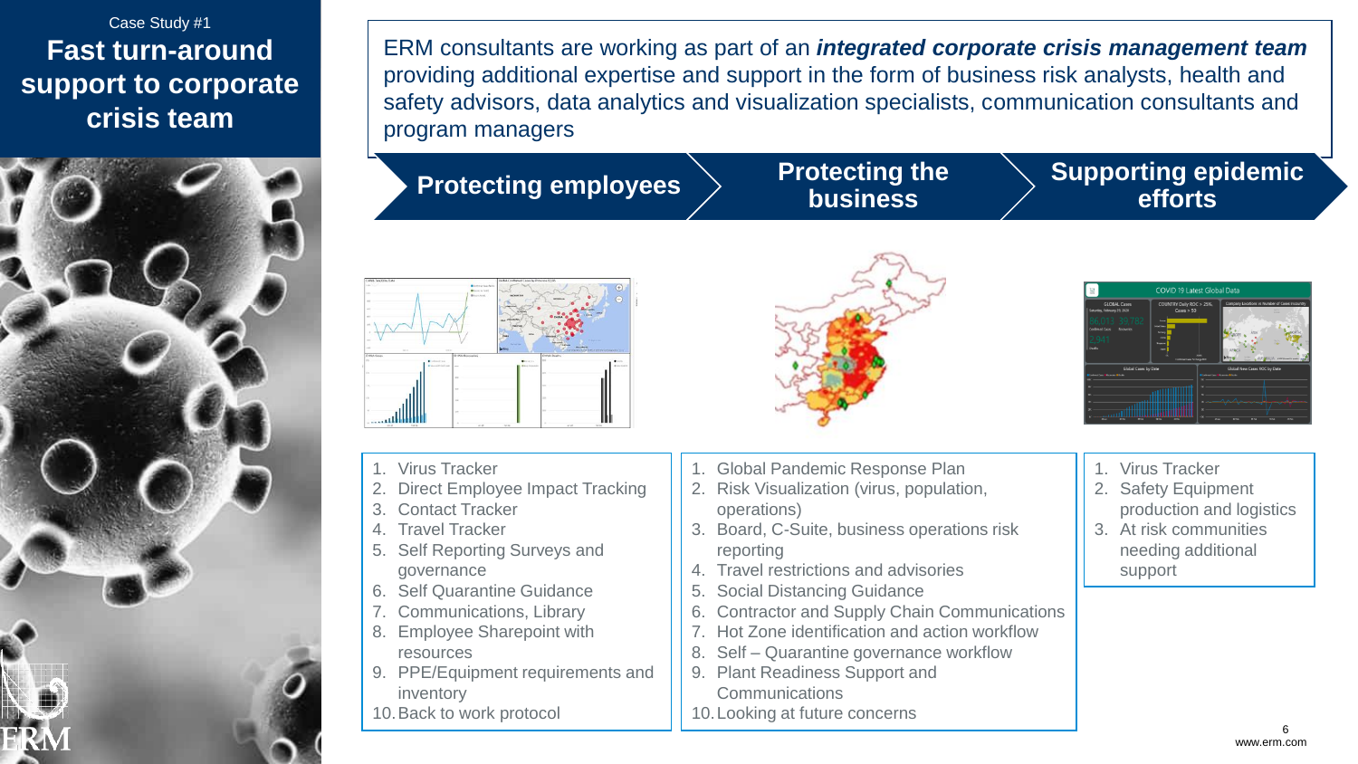Case Study #1

# Fast turn-around support to corporate crisis team

ERM consultants are working as part of an ***integrated corporate crisis management team*** providing additional expertise and support in the form of business risk analysts, health and safety advisors, data analytics and visualization specialists, communication consultants and program managers

## Protecting employees

1. Virus Tracker
2. Direct Employee Impact Tracking
3. Contact Tracker
4. Travel Tracker
5. Self Reporting Surveys and governance
6. Self Quarantine Guidance
7. Communications, Library
8. Employee Sharepoint with resources
9. PPE/Equipment requirements and inventory
10. Back to work protocol

## Protecting the business

1. Global Pandemic Response Plan
2. Risk Visualization (virus, population, operations)
3. Board, C-Suite, business operations risk reporting
4. Travel restrictions and advisories
5. Social Distancing Guidance
6. Contractor and Supply Chain Communications
7. Hot Zone identification and action workflow
8. Self – Quarantine governance workflow
9. Plant Readiness Support and Communications
10. Looking at future concerns

## Supporting epidemic efforts

1. Virus Tracker
2. Safety Equipment production and logistics
3. At risk communities needing additional support

www.erm.com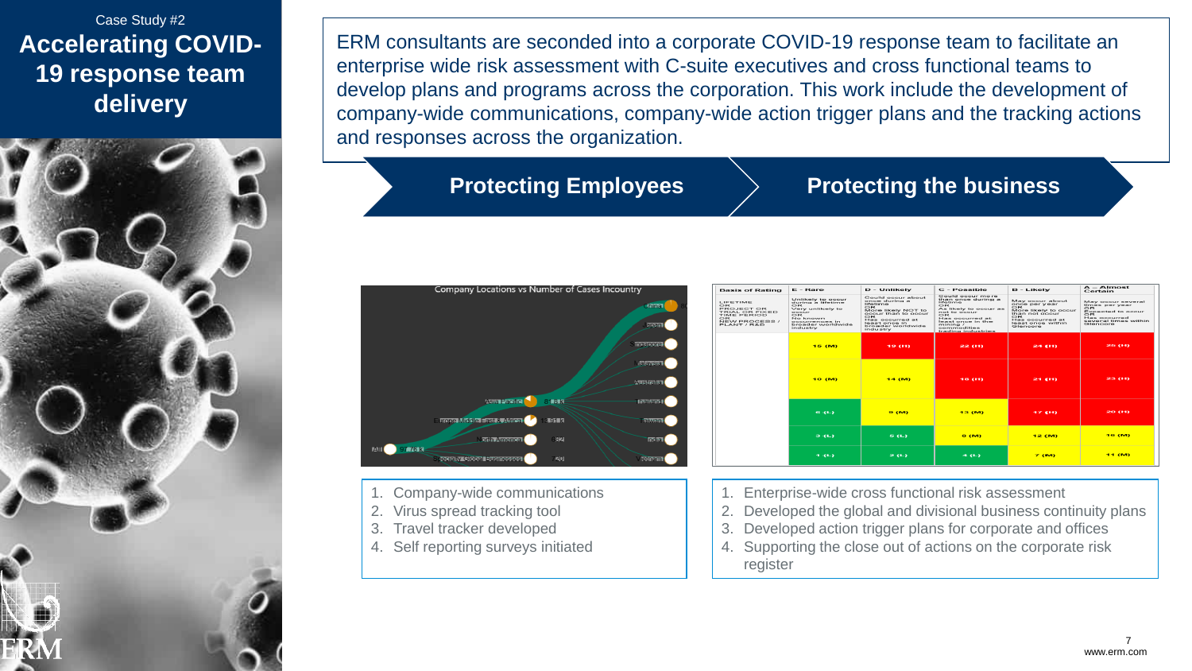Case Study #2

# Accelerating COVID-19 response team delivery

ERM consultants are seconded into a corporate COVID-19 response team to facilitate an enterprise wide risk assessment with C-suite executives and cross functional teams to develop plans and programs across the corporation. This work include the development of company-wide communications, company-wide action trigger plans and the tracking actions and responses across the organization.

## Protecting Employees

1. Company-wide communications
2. Virus spread tracking tool
3. Travel tracker developed
4. Self reporting surveys initiated

## Protecting the business

1. Enterprise-wide cross functional risk assessment
2. Developed the global and divisional business continuity plans
3. Developed action trigger plans for corporate and offices
4. Supporting the close out of actions on the corporate risk register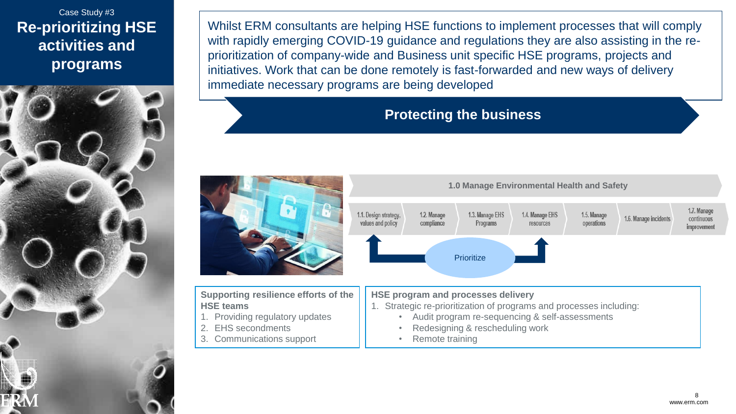Case Study #3

# Re-prioritizing HSE activities and programs

Whilst ERM consultants are helping HSE functions to implement processes that will comply with rapidly emerging COVID-19 guidance and regulations they are also assisting in the re-prioritization of company-wide and Business unit specific HSE programs, projects and initiatives. Work that can be done remotely is fast-forwarded and new ways of delivery immediate necessary programs are being developed

## Protecting the business

**1.0 Manage Environmental Health and Safety**

1.1. Design strategy, values and policy | 1.2. Manage compliance | 1.3. Manage EHS Programs | 1.4. Manage EHS resources | 1.5. Manage operations | 1.6. Manage incidents | 1.7. Manage continuous improvement

Prioritize

**Supporting resilience efforts of the HSE teams**

1. Providing regulatory updates
2. EHS secondments
3. Communications support

**HSE program and processes delivery**

1. Strategic re-prioritization of programs and processes including:
   - Audit program re-sequencing & self-assessments
   - Redesigning & rescheduling work
   - Remote training

ERM

www.erm.com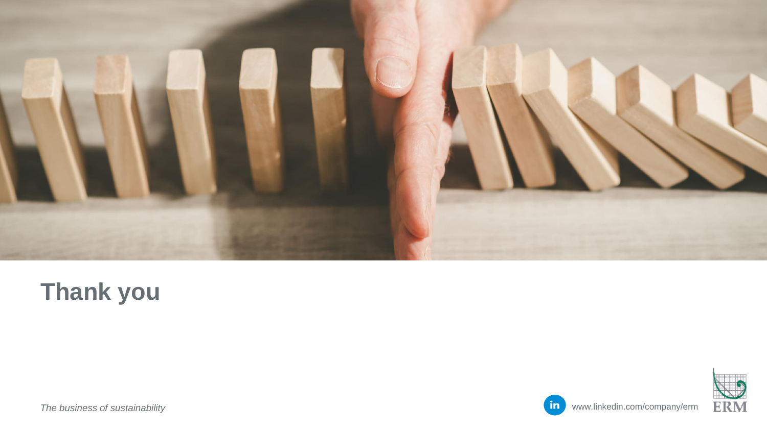# Thank you

*The business of sustainability*

www.linkedin.com/company/erm

ERM